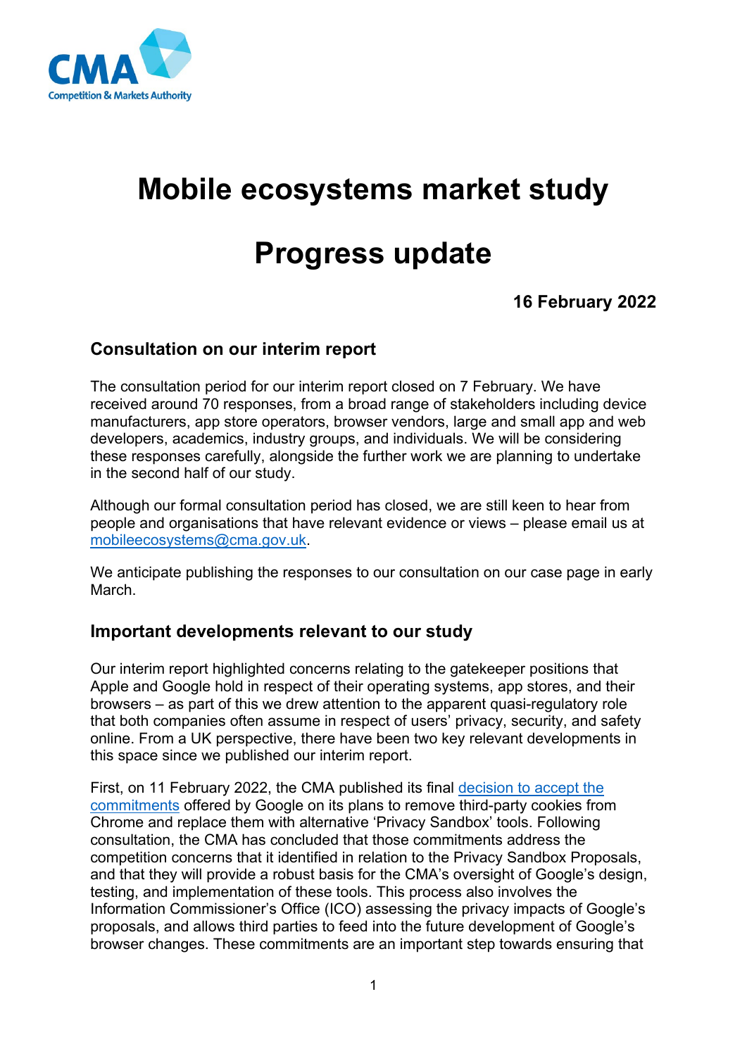# Mobile ecosystems market study

# Progress update

**16 February 2022**

## Consultation on our interim report

The consultation period for our interim report closed on 7 February. We have received around 70 responses, from a broad range of stakeholders including device manufacturers, app store operators, browser vendors, large and small app and web developers, academics, industry groups, and individuals. We will be considering these responses carefully, alongside the further work we are planning to undertake in the second half of our study.

Although our formal consultation period has closed, we are still keen to hear from people and organisations that have relevant evidence or views – please email us at [mobileecosystems@cma.gov.uk](mailto:mobileecosystems@cma.gov.uk).

We anticipate publishing the responses to our consultation on our case page in early March.

## Important developments relevant to our study

Our interim report highlighted concerns relating to the gatekeeper positions that Apple and Google hold in respect of their operating systems, app stores, and their browsers – as part of this we drew attention to the apparent quasi-regulatory role that both companies often assume in respect of users' privacy, security, and safety online. From a UK perspective, there have been two key relevant developments in this space since we published our interim report.

First, on 11 February 2022, the CMA published its final [decision to accept the commitments]() offered by Google on its plans to remove third-party cookies from Chrome and replace them with alternative 'Privacy Sandbox' tools. Following consultation, the CMA has concluded that those commitments address the competition concerns that it identified in relation to the Privacy Sandbox Proposals, and that they will provide a robust basis for the CMA's oversight of Google's design, testing, and implementation of these tools. This process also involves the Information Commissioner's Office (ICO) assessing the privacy impacts of Google's proposals, and allows third parties to feed into the future development of Google's browser changes. These commitments are an important step towards ensuring that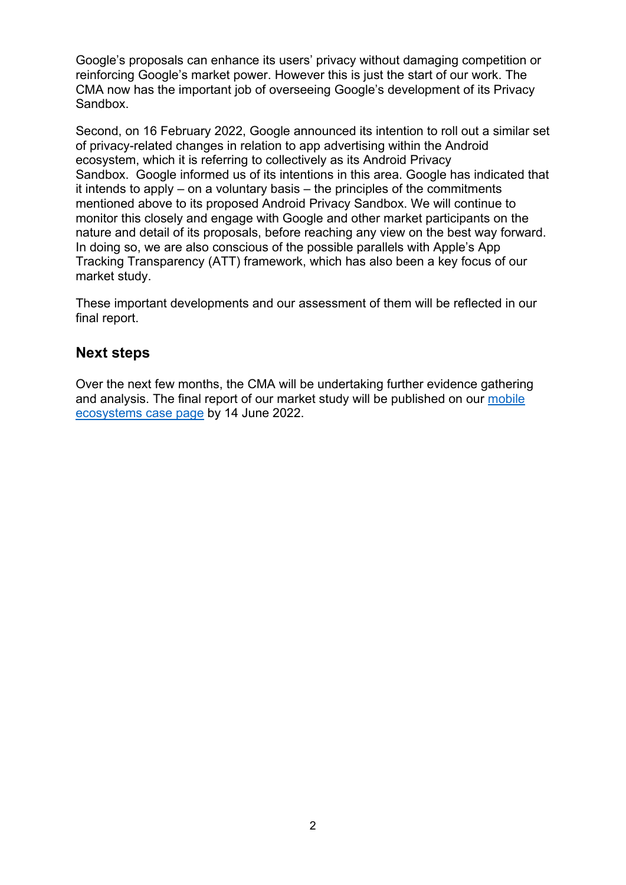Google's proposals can enhance its users' privacy without damaging competition or reinforcing Google's market power. However this is just the start of our work. The CMA now has the important job of overseeing Google's development of its Privacy Sandbox.

Second, on 16 February 2022, Google announced its intention to roll out a similar set of privacy-related changes in relation to app advertising within the Android ecosystem, which it is referring to collectively as its Android Privacy Sandbox.  Google informed us of its intentions in this area. Google has indicated that it intends to apply – on a voluntary basis – the principles of the commitments mentioned above to its proposed Android Privacy Sandbox. We will continue to monitor this closely and engage with Google and other market participants on the nature and detail of its proposals, before reaching any view on the best way forward. In doing so, we are also conscious of the possible parallels with Apple's App Tracking Transparency (ATT) framework, which has also been a key focus of our market study.

These important developments and our assessment of them will be reflected in our final report.

## Next steps

Over the next few months, the CMA will be undertaking further evidence gathering and analysis. The final report of our market study will be published on our [mobile ecosystems case page]() by 14 June 2022.